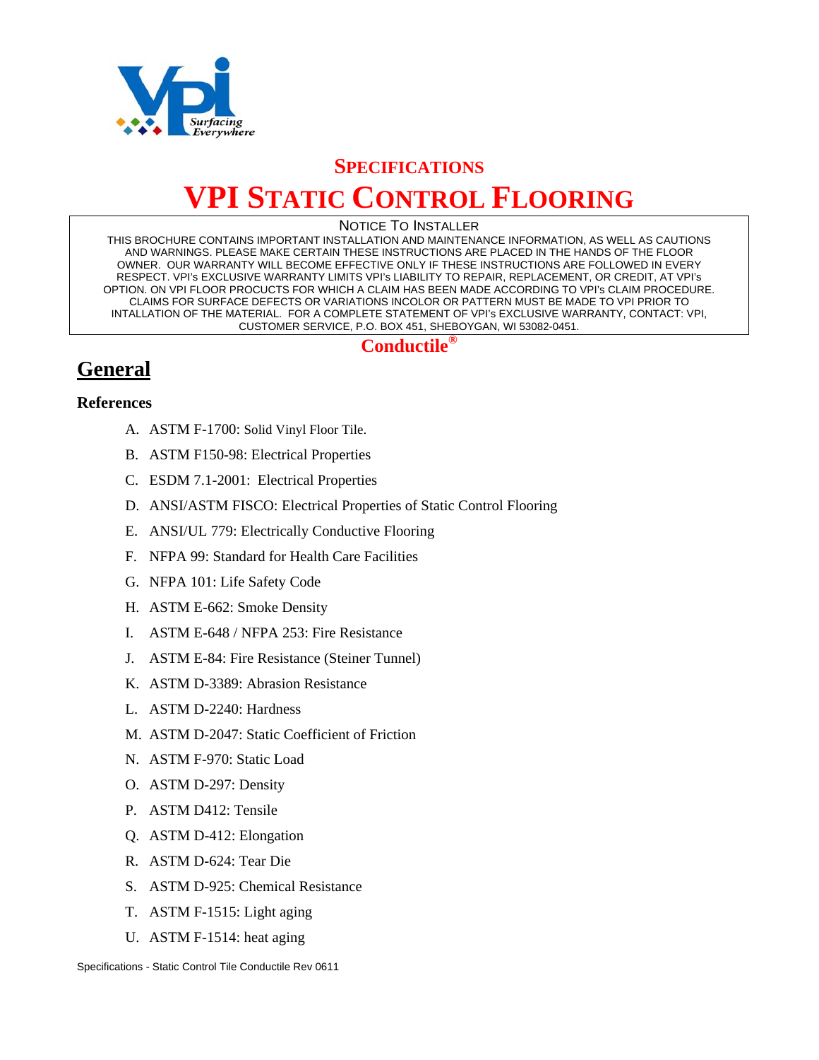## SPECIFICATIONS

# VPI STATIC CONTROL FLOORING

NOTICE TO INSTALLER

THIS BROCHURE CONTAINS IMPORTANT INSTALLATION AND MAINTENANCE INFORMATION, AS WELL AS CAUTIONS AND WARNINGS. PLEASE MAKE CERTAIN THESE INSTRUCTIONS ARE PLACED IN THE HANDS OF THE FLOOR OWNER. OUR WARRANTY WILL BECOME EFFECTIVE ONLY IF THESE INSTRUCTIONS ARE FOLLOWED IN EVERY RESPECT. VPI's EXCLUSIVE WARRANTY LIMITS VPI's LIABILITY TO REPAIR, REPLACEMENT, OR CREDIT, AT VPI's OPTION. ON VPI FLOOR PROCUCTS FOR WHICH A CLAIM HAS BEEN MADE ACCORDING TO VPI's CLAIM PROCEDURE. CLAIMS FOR SURFACE DEFECTS OR VARIATIONS INCOLOR OR PATTERN MUST BE MADE TO VPI PRIOR TO INTALLATION OF THE MATERIAL. FOR A COMPLETE STATEMENT OF VPI's EXCLUSIVE WARRANTY, CONTACT: VPI, CUSTOMER SERVICE, P.O. BOX 451, SHEBOYGAN, WI 53082-0451.

**Conductile®**

## General

### References

A. ASTM F-1700: Solid Vinyl Floor Tile.

B. ASTM F150-98: Electrical Properties

C. ESDM 7.1-2001: Electrical Properties

D. ANSI/ASTM FISCO: Electrical Properties of Static Control Flooring

E. ANSI/UL 779: Electrically Conductive Flooring

F. NFPA 99: Standard for Health Care Facilities

G. NFPA 101: Life Safety Code

H. ASTM E-662: Smoke Density

I. ASTM E-648 / NFPA 253: Fire Resistance

J. ASTM E-84: Fire Resistance (Steiner Tunnel)

K. ASTM D-3389: Abrasion Resistance

L. ASTM D-2240: Hardness

M. ASTM D-2047: Static Coefficient of Friction

N. ASTM F-970: Static Load

O. ASTM D-297: Density

P. ASTM D412: Tensile

Q. ASTM D-412: Elongation

R. ASTM D-624: Tear Die

S. ASTM D-925: Chemical Resistance

T. ASTM F-1515: Light aging

U. ASTM F-1514: heat aging

Specifications - Static Control Tile Conductile Rev 0611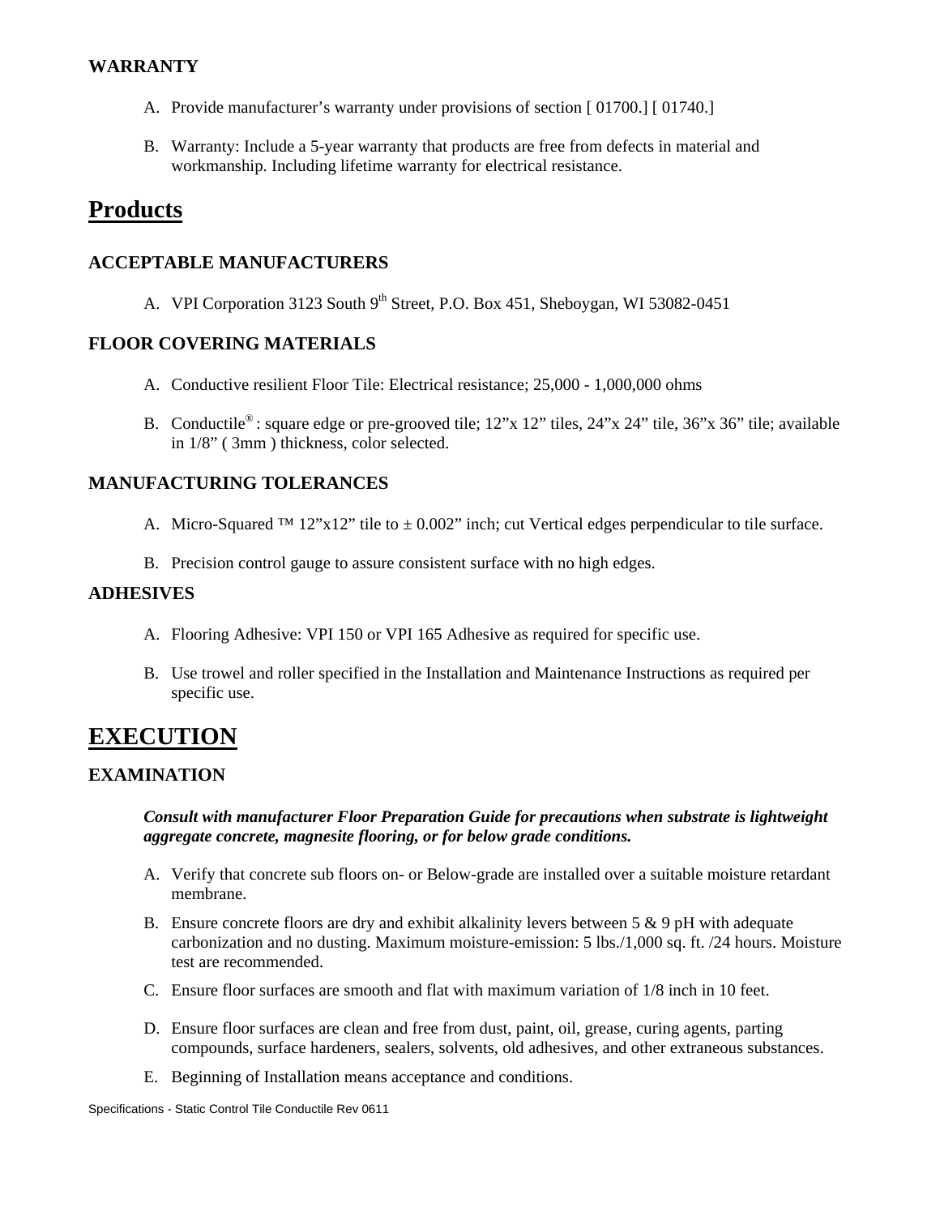### WARRANTY

A. Provide manufacturer's warranty under provisions of section [ 01700.] [ 01740.]

B. Warranty: Include a 5-year warranty that products are free from defects in material and workmanship. Including lifetime warranty for electrical resistance.

# Products

### ACCEPTABLE MANUFACTURERS

A. VPI Corporation 3123 South 9th Street, P.O. Box 451, Sheboygan, WI 53082-0451

### FLOOR COVERING MATERIALS

A. Conductive resilient Floor Tile: Electrical resistance; 25,000 - 1,000,000 ohms

B. Conductile®: square edge or pre-grooved tile; 12"x 12" tiles, 24"x 24" tile, 36"x 36" tile; available in 1/8" ( 3mm ) thickness, color selected.

### MANUFACTURING TOLERANCES

A. Micro-Squared ™ 12"x12" tile to ± 0.002" inch; cut Vertical edges perpendicular to tile surface.

B. Precision control gauge to assure consistent surface with no high edges.

### ADHESIVES

A. Flooring Adhesive: VPI 150 or VPI 165 Adhesive as required for specific use.

B. Use trowel and roller specified in the Installation and Maintenance Instructions as required per specific use.

# EXECUTION

### EXAMINATION

***Consult with manufacturer Floor Preparation Guide for precautions when substrate is lightweight aggregate concrete, magnesite flooring, or for below grade conditions.***

A. Verify that concrete sub floors on- or Below-grade are installed over a suitable moisture retardant membrane.

B. Ensure concrete floors are dry and exhibit alkalinity levers between 5 & 9 pH with adequate carbonization and no dusting. Maximum moisture-emission: 5 lbs./1,000 sq. ft. /24 hours. Moisture test are recommended.

C. Ensure floor surfaces are smooth and flat with maximum variation of 1/8 inch in 10 feet.

D. Ensure floor surfaces are clean and free from dust, paint, oil, grease, curing agents, parting compounds, surface hardeners, sealers, solvents, old adhesives, and other extraneous substances.

E. Beginning of Installation means acceptance and conditions.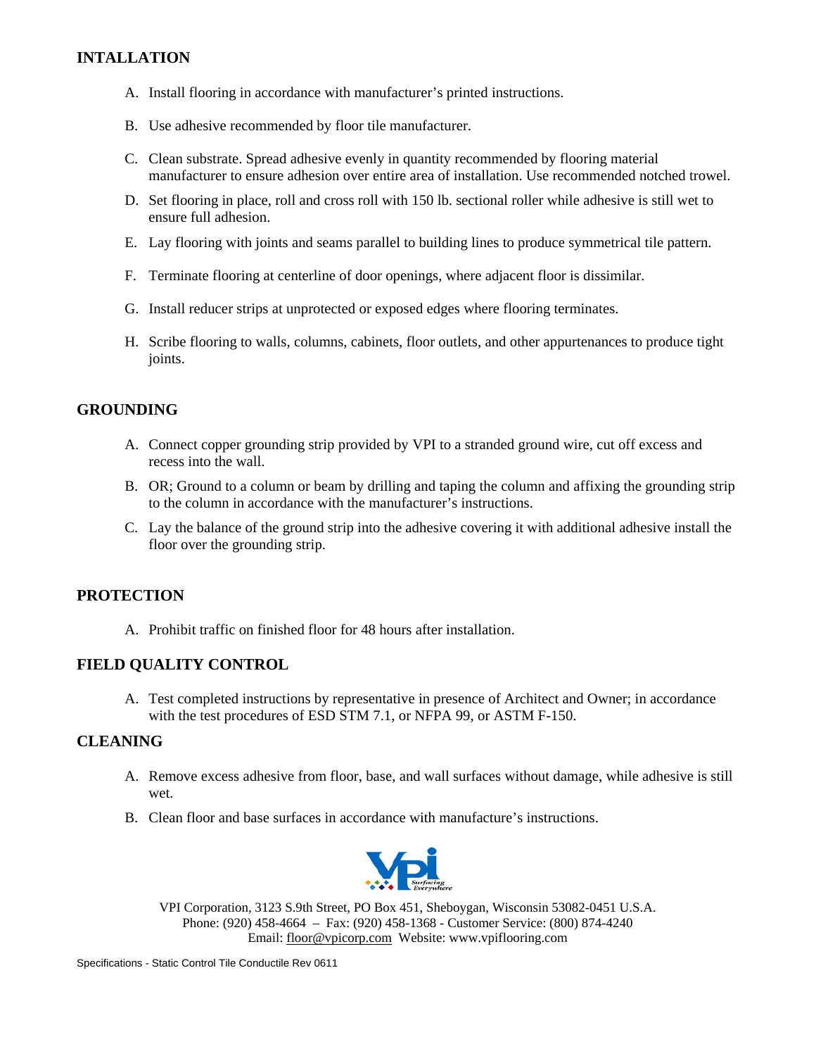## INTALLATION

A. Install flooring in accordance with manufacturer's printed instructions.

B. Use adhesive recommended by floor tile manufacturer.

C. Clean substrate. Spread adhesive evenly in quantity recommended by flooring material manufacturer to ensure adhesion over entire area of installation. Use recommended notched trowel.

D. Set flooring in place, roll and cross roll with 150 lb. sectional roller while adhesive is still wet to ensure full adhesion.

E. Lay flooring with joints and seams parallel to building lines to produce symmetrical tile pattern.

F. Terminate flooring at centerline of door openings, where adjacent floor is dissimilar.

G. Install reducer strips at unprotected or exposed edges where flooring terminates.

H. Scribe flooring to walls, columns, cabinets, floor outlets, and other appurtenances to produce tight joints.

## GROUNDING

A. Connect copper grounding strip provided by VPI to a stranded ground wire, cut off excess and recess into the wall.

B. OR; Ground to a column or beam by drilling and taping the column and affixing the grounding strip to the column in accordance with the manufacturer's instructions.

C. Lay the balance of the ground strip into the adhesive covering it with additional adhesive install the floor over the grounding strip.

## PROTECTION

A. Prohibit traffic on finished floor for 48 hours after installation.

## FIELD QUALITY CONTROL

A. Test completed instructions by representative in presence of Architect and Owner; in accordance with the test procedures of ESD STM 7.1, or NFPA 99, or ASTM F-150.

## CLEANING

A. Remove excess adhesive from floor, base, and wall surfaces without damage, while adhesive is still wet.

B. Clean floor and base surfaces in accordance with manufacture's instructions.

VPI Surfacing Everywhere

VPI Corporation, 3123 S.9th Street, PO Box 451, Sheboygan, Wisconsin 53082-0451 U.S.A.
Phone: (920) 458-4664 – Fax: (920) 458-1368 - Customer Service: (800) 874-4240
Email: floor@vpicorp.com Website: www.vpiflooring.com